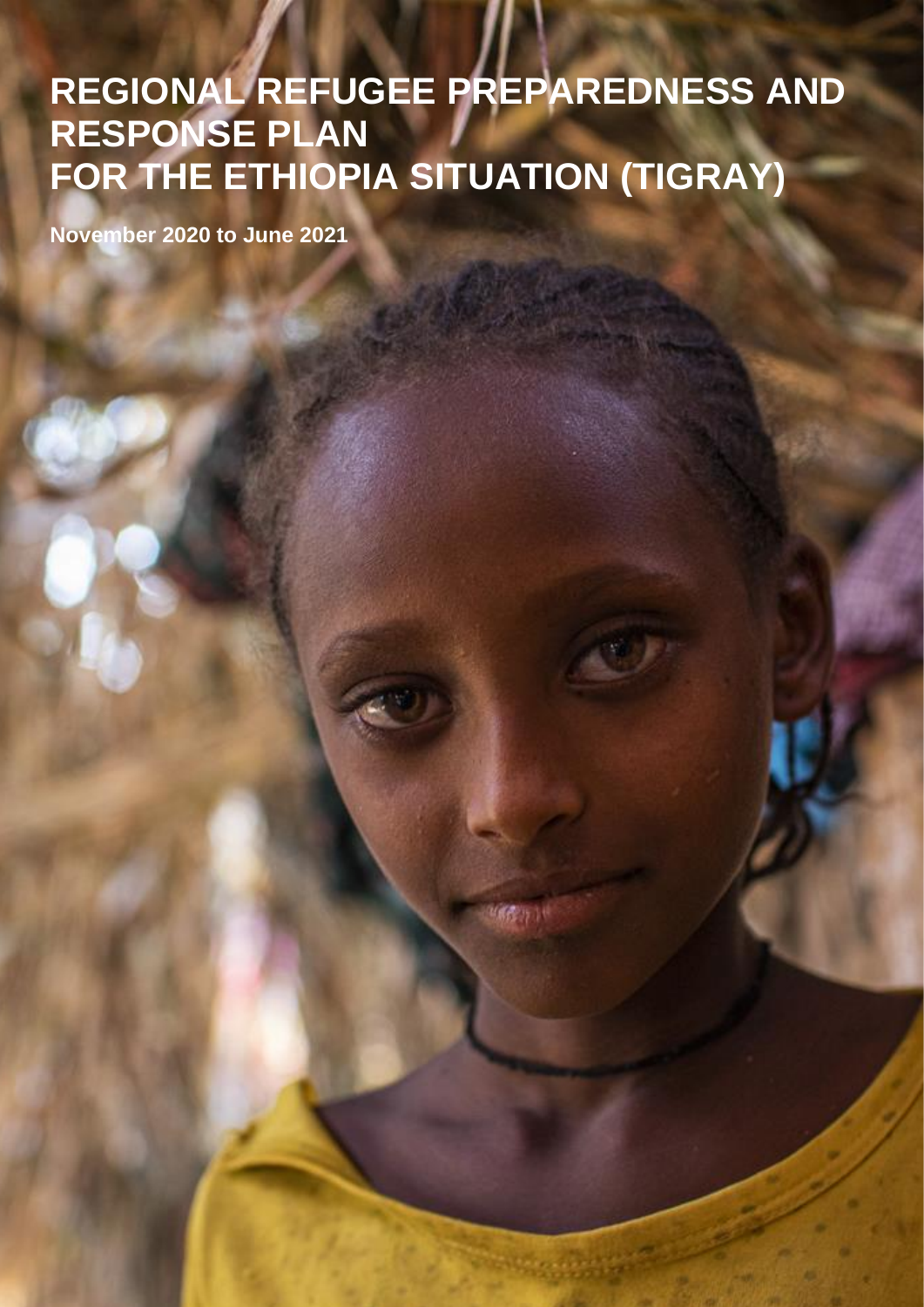# REGIONAL REFUGEE PREPAREDNESS AND RESPONSE PLAN FOR THE ETHIOPIA SITUATION (TIGRAY)

**November 2020 to June 2021**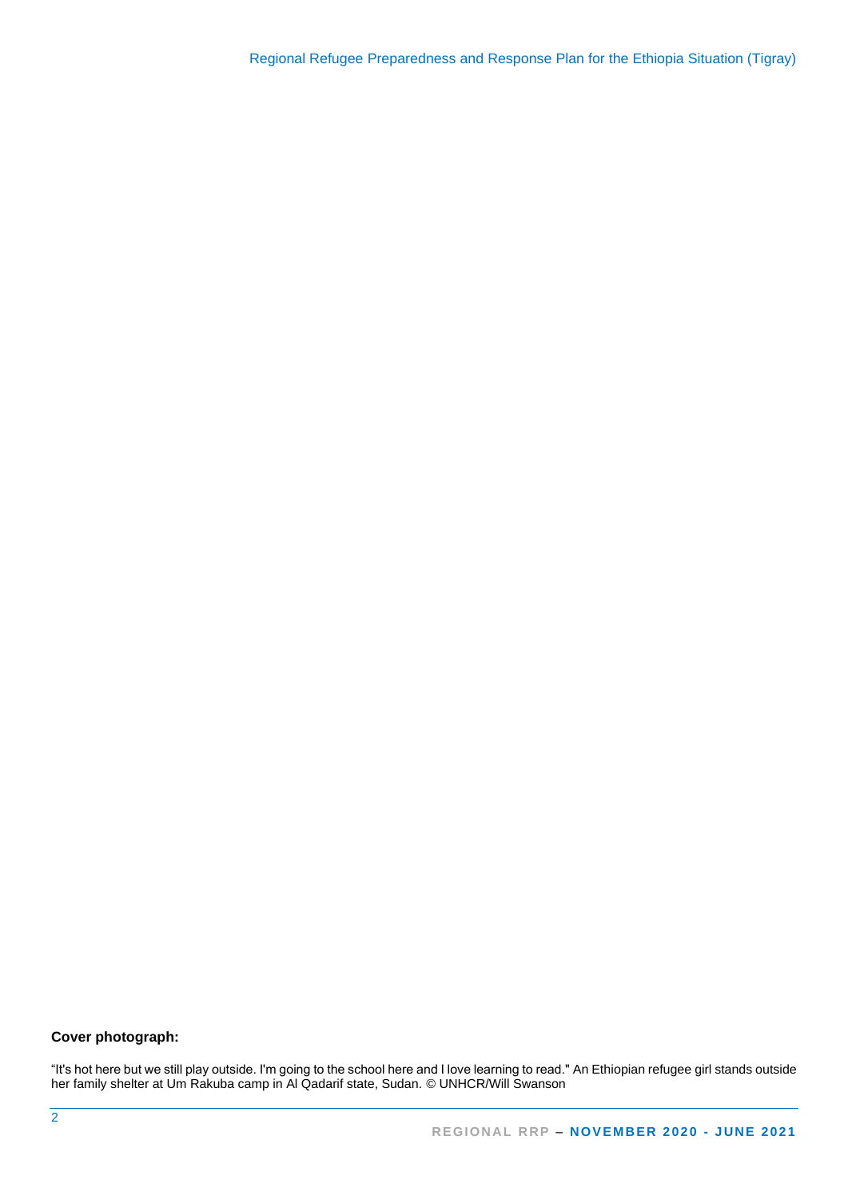**Cover photograph:**

“It's hot here but we still play outside. I'm going to the school here and I love learning to read." An Ethiopian refugee girl stands outside her family shelter at Um Rakuba camp in Al Qadarif state, Sudan. © UNHCR/Will Swanson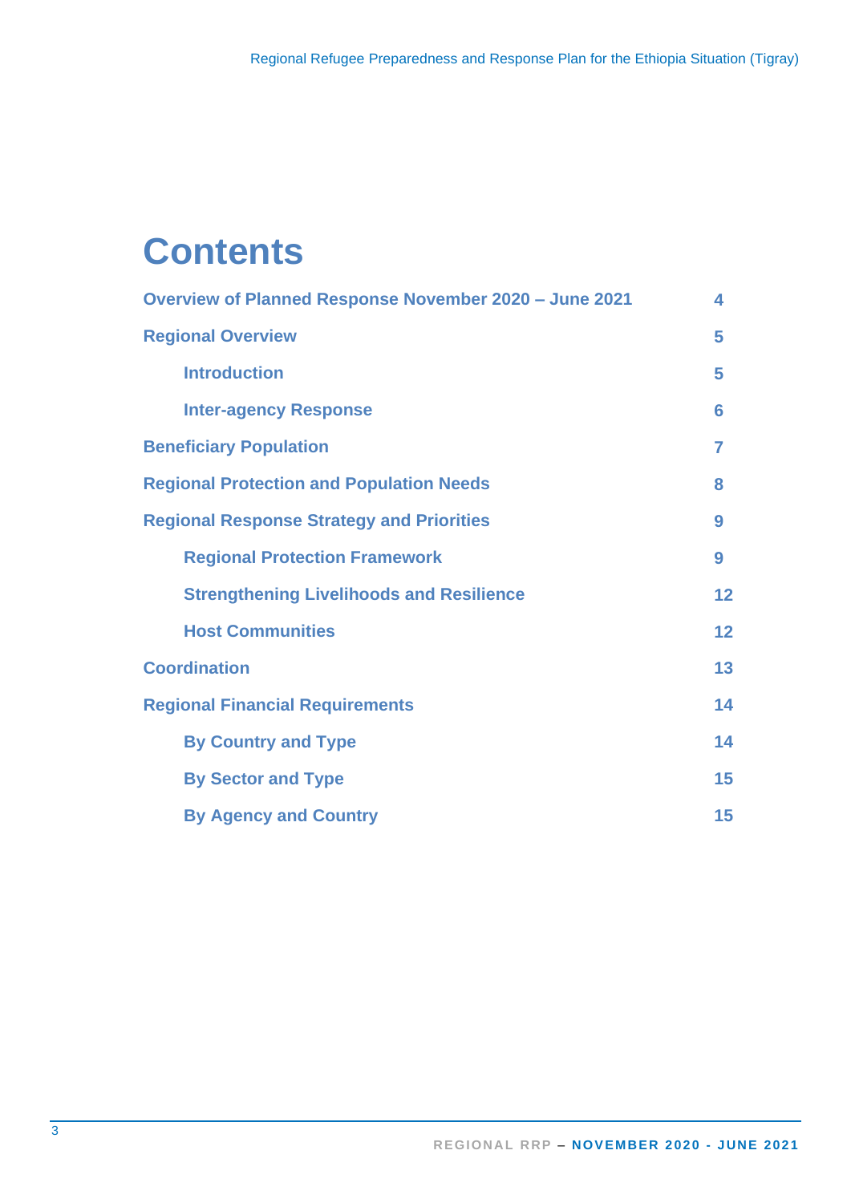# Contents

| | |
|---|---|
| **Overview of Planned Response November 2020 – June 2021** | **4** |
| **Regional Overview** | **5** |
| &nbsp;&nbsp;&nbsp;&nbsp;**Introduction** | **5** |
| &nbsp;&nbsp;&nbsp;&nbsp;**Inter-agency Response** | **6** |
| **Beneficiary Population** | **7** |
| **Regional Protection and Population Needs** | **8** |
| **Regional Response Strategy and Priorities** | **9** |
| &nbsp;&nbsp;&nbsp;&nbsp;**Regional Protection Framework** | **9** |
| &nbsp;&nbsp;&nbsp;&nbsp;**Strengthening Livelihoods and Resilience** | **12** |
| &nbsp;&nbsp;&nbsp;&nbsp;**Host Communities** | **12** |
| **Coordination** | **13** |
| **Regional Financial Requirements** | **14** |
| &nbsp;&nbsp;&nbsp;&nbsp;**By Country and Type** | **14** |
| &nbsp;&nbsp;&nbsp;&nbsp;**By Sector and Type** | **15** |
| &nbsp;&nbsp;&nbsp;&nbsp;**By Agency and Country** | **15** |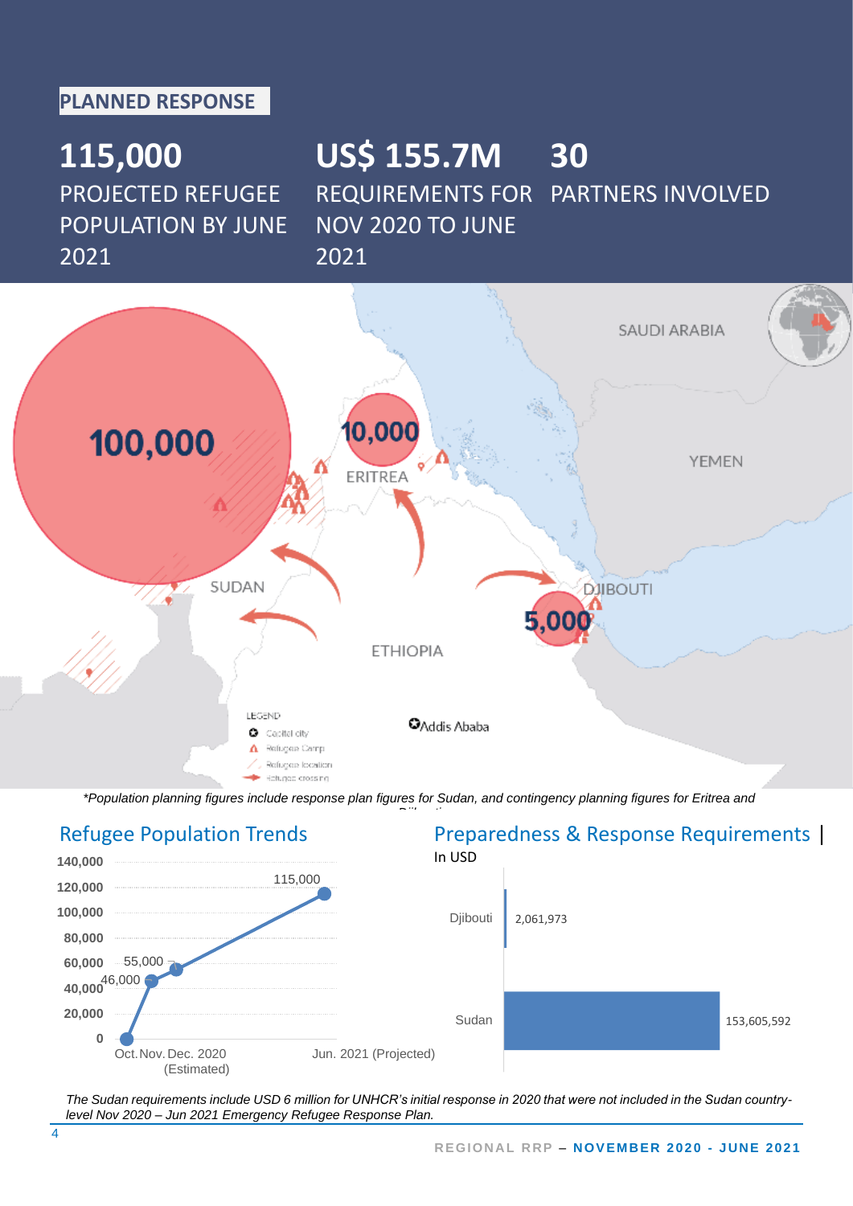## PLANNED RESPONSE

**115,000**
PROJECTED REFUGEE POPULATION BY JUNE 2021

**US$ 155.7M**
REQUIREMENTS FOR NOV 2020 TO JUNE 2021

**30**
PARTNERS INVOLVED

*Population planning figures include response plan figures for Sudan, and contingency planning figures for Eritrea and Djibouti

### Refugee Population Trends

| Period | Population |
|---|---|
| Oct. 2020 | 0 |
| Nov. 2020 | 46,000 |
| Dec. 2020 (Estimated) | 55,000 |
| Jun. 2021 (Projected) | 115,000 |

### Preparedness & Response Requirements | In USD

| Country | Requirements (USD) |
|---|---|
| Djibouti | 2,061,973 |
| Sudan | 153,605,592 |

*The Sudan requirements include USD 6 million for UNHCR's initial response in 2020 that were not included in the Sudan country-level Nov 2020 – Jun 2021 Emergency Refugee Response Plan.*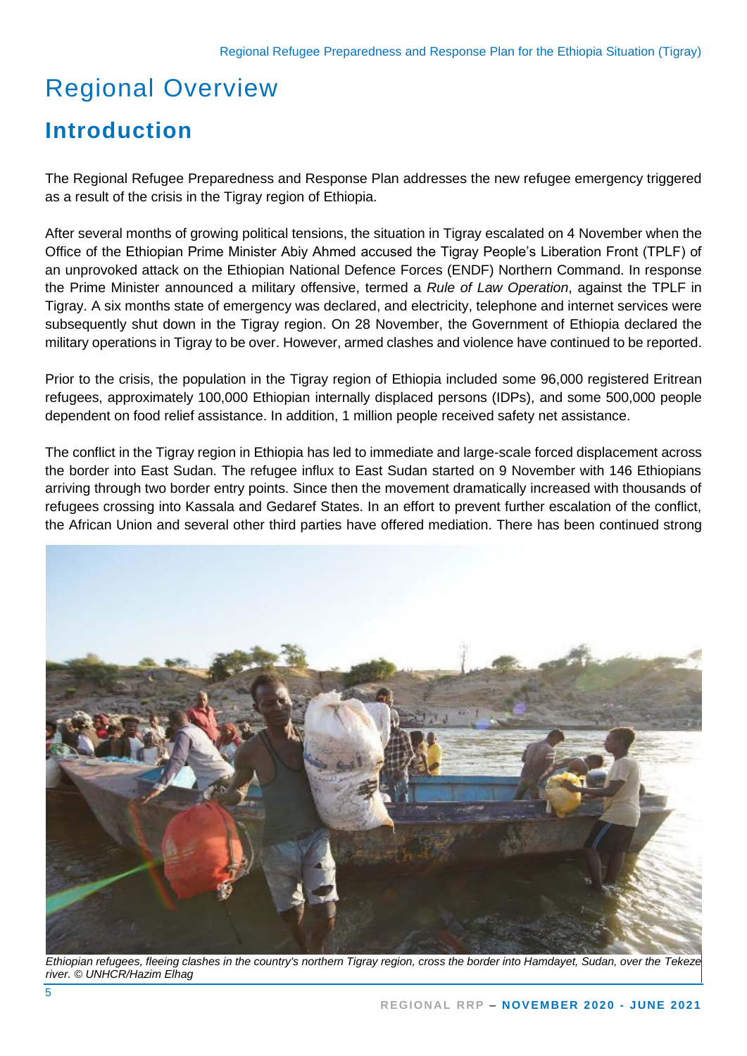# Regional Overview

## Introduction

The Regional Refugee Preparedness and Response Plan addresses the new refugee emergency triggered as a result of the crisis in the Tigray region of Ethiopia.

After several months of growing political tensions, the situation in Tigray escalated on 4 November when the Office of the Ethiopian Prime Minister Abiy Ahmed accused the Tigray People's Liberation Front (TPLF) of an unprovoked attack on the Ethiopian National Defence Forces (ENDF) Northern Command. In response the Prime Minister announced a military offensive, termed a *Rule of Law Operation*, against the TPLF in Tigray. A six months state of emergency was declared, and electricity, telephone and internet services were subsequently shut down in the Tigray region. On 28 November, the Government of Ethiopia declared the military operations in Tigray to be over. However, armed clashes and violence have continued to be reported.

Prior to the crisis, the population in the Tigray region of Ethiopia included some 96,000 registered Eritrean refugees, approximately 100,000 Ethiopian internally displaced persons (IDPs), and some 500,000 people dependent on food relief assistance. In addition, 1 million people received safety net assistance.

The conflict in the Tigray region in Ethiopia has led to immediate and large-scale forced displacement across the border into East Sudan. The refugee influx to East Sudan started on 9 November with 146 Ethiopians arriving through two border entry points. Since then the movement dramatically increased with thousands of refugees crossing into Kassala and Gedaref States. In an effort to prevent further escalation of the conflict, the African Union and several other third parties have offered mediation. There has been continued strong

*Ethiopian refugees, fleeing clashes in the country's northern Tigray region, cross the border into Hamdayet, Sudan, over the Tekeze river. © UNHCR/Hazim Elhag*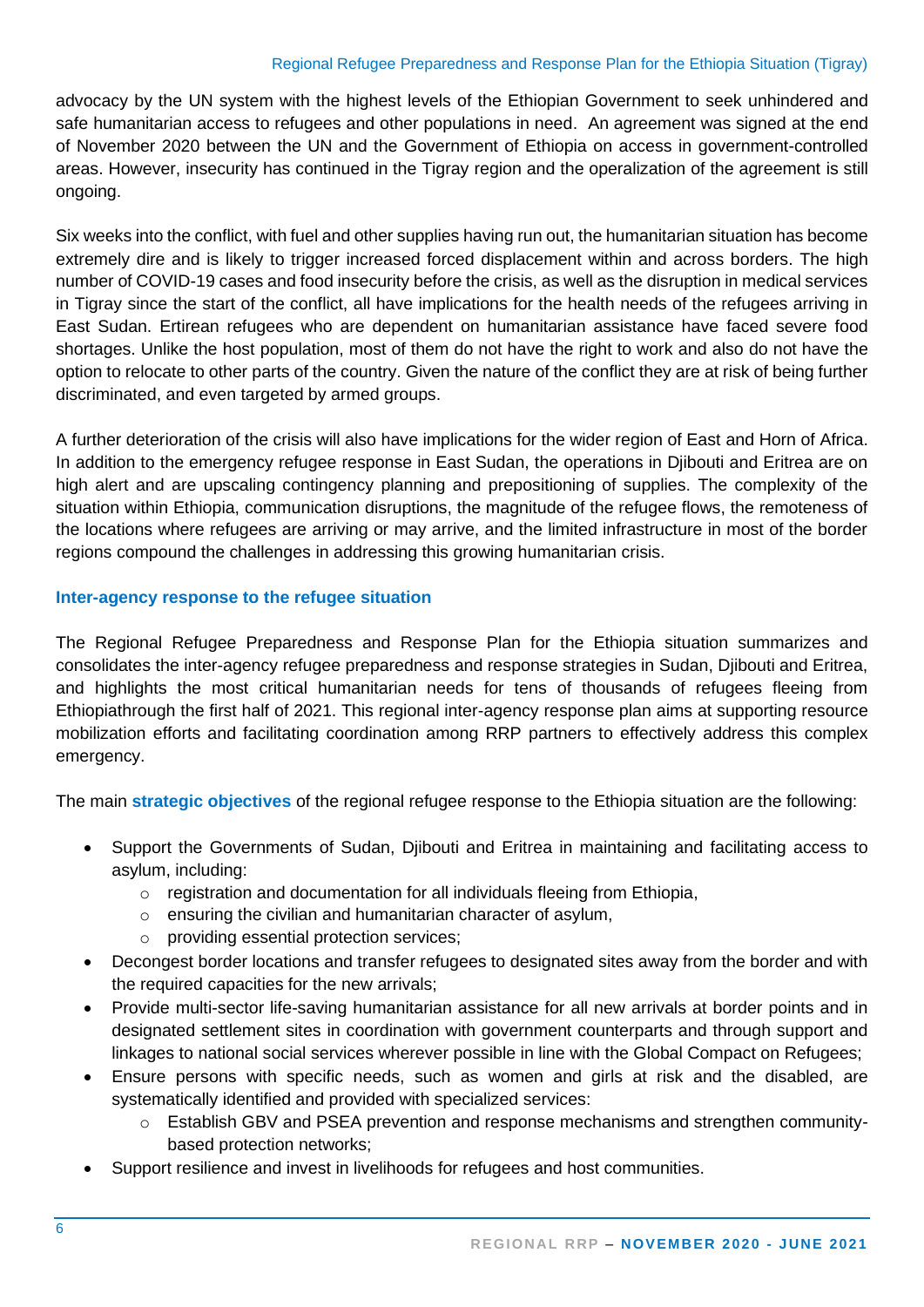advocacy by the UN system with the highest levels of the Ethiopian Government to seek unhindered and safe humanitarian access to refugees and other populations in need. An agreement was signed at the end of November 2020 between the UN and the Government of Ethiopia on access in government-controlled areas. However, insecurity has continued in the Tigray region and the operalization of the agreement is still ongoing.

Six weeks into the conflict, with fuel and other supplies having run out, the humanitarian situation has become extremely dire and is likely to trigger increased forced displacement within and across borders. The high number of COVID-19 cases and food insecurity before the crisis, as well as the disruption in medical services in Tigray since the start of the conflict, all have implications for the health needs of the refugees arriving in East Sudan. Ertirean refugees who are dependent on humanitarian assistance have faced severe food shortages. Unlike the host population, most of them do not have the right to work and also do not have the option to relocate to other parts of the country. Given the nature of the conflict they are at risk of being further discriminated, and even targeted by armed groups.

A further deterioration of the crisis will also have implications for the wider region of East and Horn of Africa. In addition to the emergency refugee response in East Sudan, the operations in Djibouti and Eritrea are on high alert and are upscaling contingency planning and prepositioning of supplies. The complexity of the situation within Ethiopia, communication disruptions, the magnitude of the refugee flows, the remoteness of the locations where refugees are arriving or may arrive, and the limited infrastructure in most of the border regions compound the challenges in addressing this growing humanitarian crisis.

## Inter-agency response to the refugee situation

The Regional Refugee Preparedness and Response Plan for the Ethiopia situation summarizes and consolidates the inter-agency refugee preparedness and response strategies in Sudan, Djibouti and Eritrea, and highlights the most critical humanitarian needs for tens of thousands of refugees fleeing from Ethiopiathrough the first half of 2021. This regional inter-agency response plan aims at supporting resource mobilization efforts and facilitating coordination among RRP partners to effectively address this complex emergency.

The main **strategic objectives** of the regional refugee response to the Ethiopia situation are the following:

- Support the Governments of Sudan, Djibouti and Eritrea in maintaining and facilitating access to asylum, including:
  - registration and documentation for all individuals fleeing from Ethiopia,
  - ensuring the civilian and humanitarian character of asylum,
  - providing essential protection services;
- Decongest border locations and transfer refugees to designated sites away from the border and with the required capacities for the new arrivals;
- Provide multi-sector life-saving humanitarian assistance for all new arrivals at border points and in designated settlement sites in coordination with government counterparts and through support and linkages to national social services wherever possible in line with the Global Compact on Refugees;
- Ensure persons with specific needs, such as women and girls at risk and the disabled, are systematically identified and provided with specialized services:
  - Establish GBV and PSEA prevention and response mechanisms and strengthen community-based protection networks;
- Support resilience and invest in livelihoods for refugees and host communities.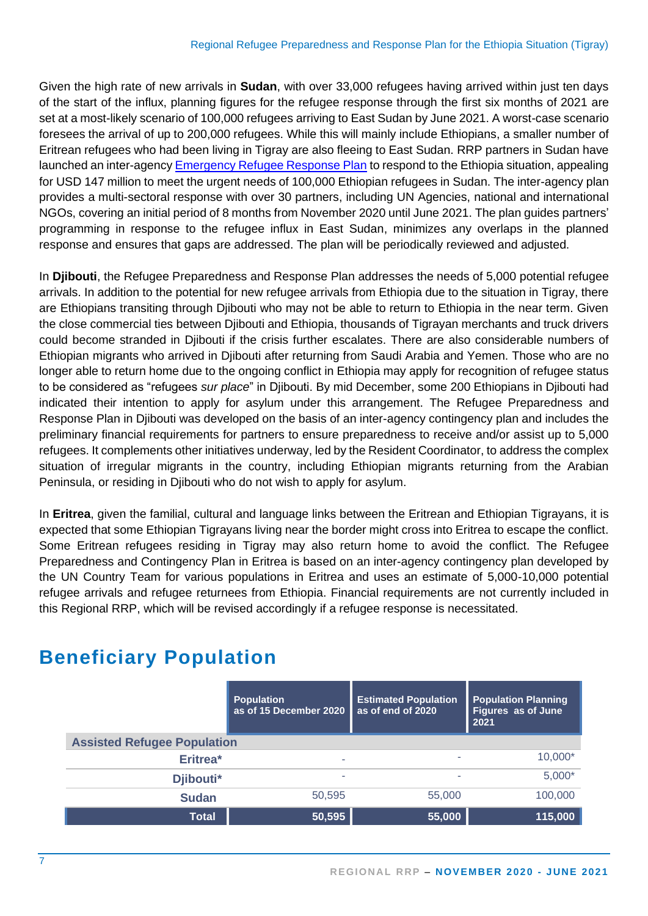Given the high rate of new arrivals in **Sudan**, with over 33,000 refugees having arrived within just ten days of the start of the influx, planning figures for the refugee response through the first six months of 2021 are set at a most-likely scenario of 100,000 refugees arriving to East Sudan by June 2021. A worst-case scenario foresees the arrival of up to 200,000 refugees. While this will mainly include Ethiopians, a smaller number of Eritrean refugees who had been living in Tigray are also fleeing to East Sudan. RRP partners in Sudan have launched an inter-agency Emergency Refugee Response Plan to respond to the Ethiopia situation, appealing for USD 147 million to meet the urgent needs of 100,000 Ethiopian refugees in Sudan. The inter-agency plan provides a multi-sectoral response with over 30 partners, including UN Agencies, national and international NGOs, covering an initial period of 8 months from November 2020 until June 2021. The plan guides partners' programming in response to the refugee influx in East Sudan, minimizes any overlaps in the planned response and ensures that gaps are addressed. The plan will be periodically reviewed and adjusted.

In **Djibouti**, the Refugee Preparedness and Response Plan addresses the needs of 5,000 potential refugee arrivals. In addition to the potential for new refugee arrivals from Ethiopia due to the situation in Tigray, there are Ethiopians transiting through Djibouti who may not be able to return to Ethiopia in the near term. Given the close commercial ties between Djibouti and Ethiopia, thousands of Tigrayan merchants and truck drivers could become stranded in Djibouti if the crisis further escalates. There are also considerable numbers of Ethiopian migrants who arrived in Djibouti after returning from Saudi Arabia and Yemen. Those who are no longer able to return home due to the ongoing conflict in Ethiopia may apply for recognition of refugee status to be considered as "refugees *sur place*" in Djibouti. By mid December, some 200 Ethiopians in Djibouti had indicated their intention to apply for asylum under this arrangement. The Refugee Preparedness and Response Plan in Djibouti was developed on the basis of an inter-agency contingency plan and includes the preliminary financial requirements for partners to ensure preparedness to receive and/or assist up to 5,000 refugees. It complements other initiatives underway, led by the Resident Coordinator, to address the complex situation of irregular migrants in the country, including Ethiopian migrants returning from the Arabian Peninsula, or residing in Djibouti who do not wish to apply for asylum.

In **Eritrea**, given the familial, cultural and language links between the Eritrean and Ethiopian Tigrayans, it is expected that some Ethiopian Tigrayans living near the border might cross into Eritrea to escape the conflict. Some Eritrean refugees residing in Tigray may also return home to avoid the conflict. The Refugee Preparedness and Contingency Plan in Eritrea is based on an inter-agency contingency plan developed by the UN Country Team for various populations in Eritrea and uses an estimate of 5,000-10,000 potential refugee arrivals and refugee returnees from Ethiopia. Financial requirements are not currently included in this Regional RRP, which will be revised accordingly if a refugee response is necessitated.

# Beneficiary Population

| | Population as of 15 December 2020 | Estimated Population as of end of 2020 | Population Planning Figures as of June 2021 |
|---|---|---|---|
| **Assisted Refugee Population** | | | |
| **Eritrea*** | - | - | 10,000* |
| **Djibouti*** | - | - | 5,000* |
| **Sudan** | 50,595 | 55,000 | 100,000 |
| **Total** | **50,595** | **55,000** | **115,000** |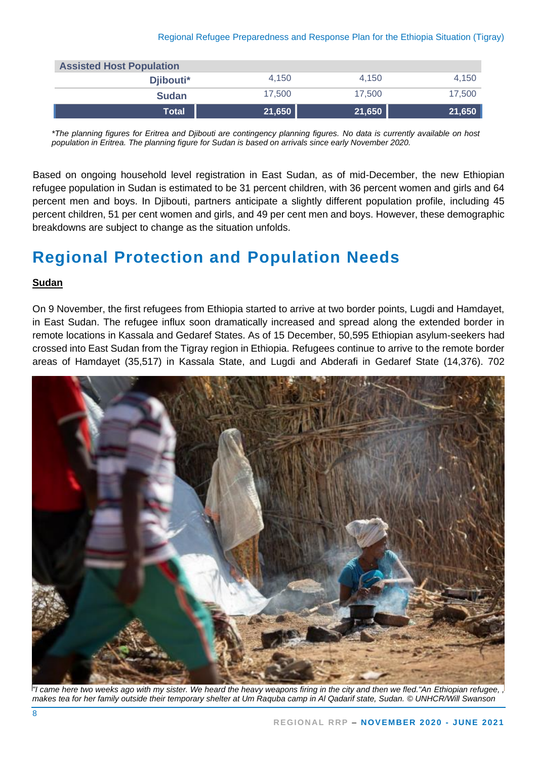| Assisted Host Population | | | |
|---|---|---|---|
| Djibouti* | 4,150 | 4,150 | 4,150 |
| Sudan | 17,500 | 17,500 | 17,500 |
| **Total** | **21,650** | **21,650** | **21,650** |

*The planning figures for Eritrea and Djibouti are contingency planning figures. No data is currently available on host population in Eritrea. The planning figure for Sudan is based on arrivals since early November 2020.*

Based on ongoing household level registration in East Sudan, as of mid-December, the new Ethiopian refugee population in Sudan is estimated to be 31 percent children, with 36 percent women and girls and 64 percent men and boys. In Djibouti, partners anticipate a slightly different population profile, including 45 percent children, 51 per cent women and girls, and 49 per cent men and boys. However, these demographic breakdowns are subject to change as the situation unfolds.

# Regional Protection and Population Needs

**Sudan**

On 9 November, the first refugees from Ethiopia started to arrive at two border points, Lugdi and Hamdayet, in East Sudan. The refugee influx soon dramatically increased and spread along the extended border in remote locations in Kassala and Gedaref States. As of 15 December, 50,595 Ethiopian asylum-seekers had crossed into East Sudan from the Tigray region in Ethiopia. Refugees continue to arrive to the remote border areas of Hamdayet (35,517) in Kassala State, and Lugdi and Abderafi in Gedaref State (14,376). 702

*"I came here two weeks ago with my sister. We heard the heavy weapons firing in the city and then we fled."An Ethiopian refugee, , makes tea for her family outside their temporary shelter at Um Raquba camp in Al Qadarif state, Sudan. © UNHCR/Will Swanson*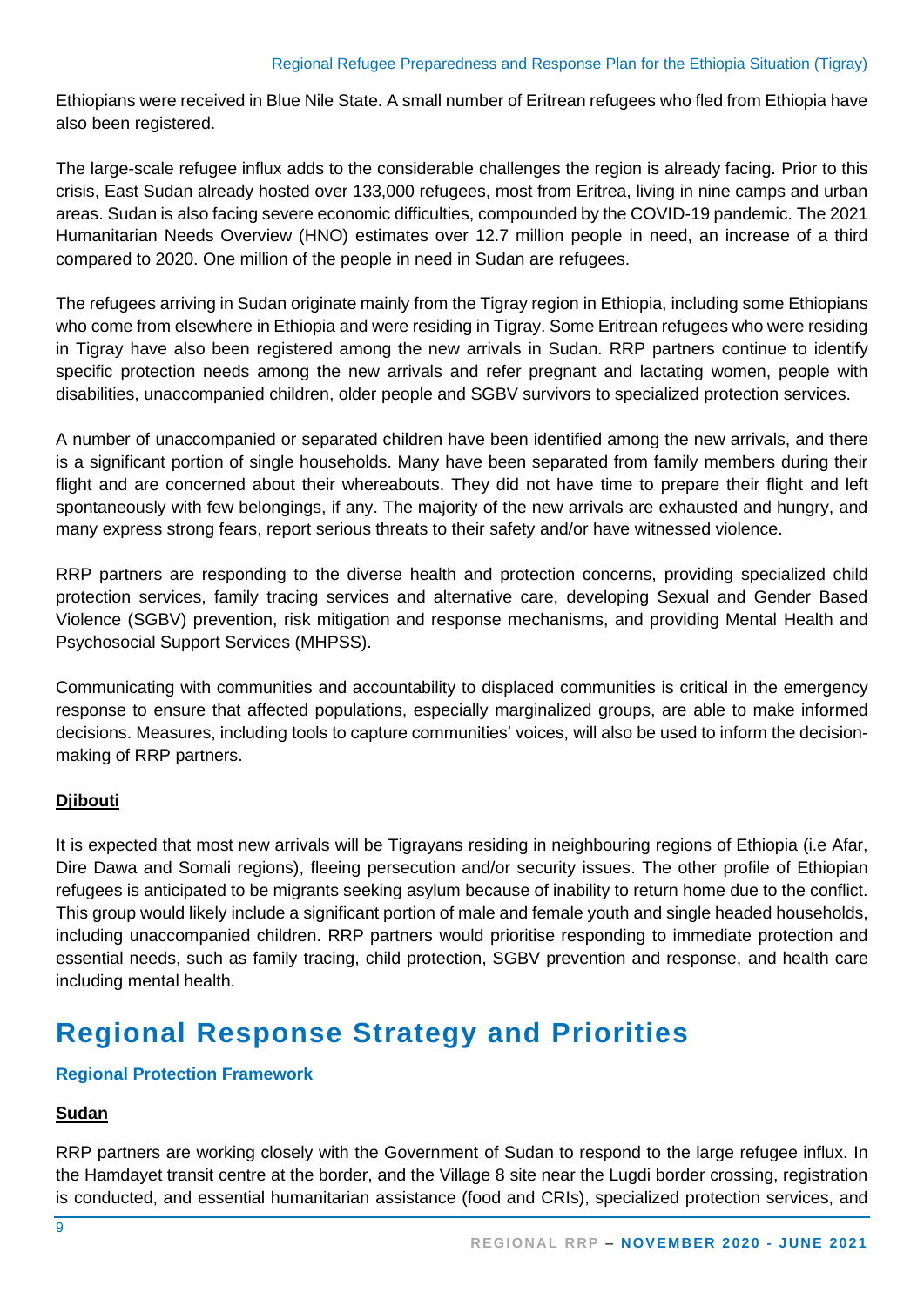Ethiopians were received in Blue Nile State. A small number of Eritrean refugees who fled from Ethiopia have also been registered.

The large-scale refugee influx adds to the considerable challenges the region is already facing. Prior to this crisis, East Sudan already hosted over 133,000 refugees, most from Eritrea, living in nine camps and urban areas. Sudan is also facing severe economic difficulties, compounded by the COVID-19 pandemic. The 2021 Humanitarian Needs Overview (HNO) estimates over 12.7 million people in need, an increase of a third compared to 2020. One million of the people in need in Sudan are refugees.

The refugees arriving in Sudan originate mainly from the Tigray region in Ethiopia, including some Ethiopians who come from elsewhere in Ethiopia and were residing in Tigray. Some Eritrean refugees who were residing in Tigray have also been registered among the new arrivals in Sudan. RRP partners continue to identify specific protection needs among the new arrivals and refer pregnant and lactating women, people with disabilities, unaccompanied children, older people and SGBV survivors to specialized protection services.

A number of unaccompanied or separated children have been identified among the new arrivals, and there is a significant portion of single households. Many have been separated from family members during their flight and are concerned about their whereabouts. They did not have time to prepare their flight and left spontaneously with few belongings, if any. The majority of the new arrivals are exhausted and hungry, and many express strong fears, report serious threats to their safety and/or have witnessed violence.

RRP partners are responding to the diverse health and protection concerns, providing specialized child protection services, family tracing services and alternative care, developing Sexual and Gender Based Violence (SGBV) prevention, risk mitigation and response mechanisms, and providing Mental Health and Psychosocial Support Services (MHPSS).

Communicating with communities and accountability to displaced communities is critical in the emergency response to ensure that affected populations, especially marginalized groups, are able to make informed decisions. Measures, including tools to capture communities' voices, will also be used to inform the decision-making of RRP partners.

**Djibouti**

It is expected that most new arrivals will be Tigrayans residing in neighbouring regions of Ethiopia (i.e Afar, Dire Dawa and Somali regions), fleeing persecution and/or security issues. The other profile of Ethiopian refugees is anticipated to be migrants seeking asylum because of inability to return home due to the conflict. This group would likely include a significant portion of male and female youth and single headed households, including unaccompanied children. RRP partners would prioritise responding to immediate protection and essential needs, such as family tracing, child protection, SGBV prevention and response, and health care including mental health.

# Regional Response Strategy and Priorities

### Regional Protection Framework

**Sudan**

RRP partners are working closely with the Government of Sudan to respond to the large refugee influx. In the Hamdayet transit centre at the border, and the Village 8 site near the Lugdi border crossing, registration is conducted, and essential humanitarian assistance (food and CRIs), specialized protection services, and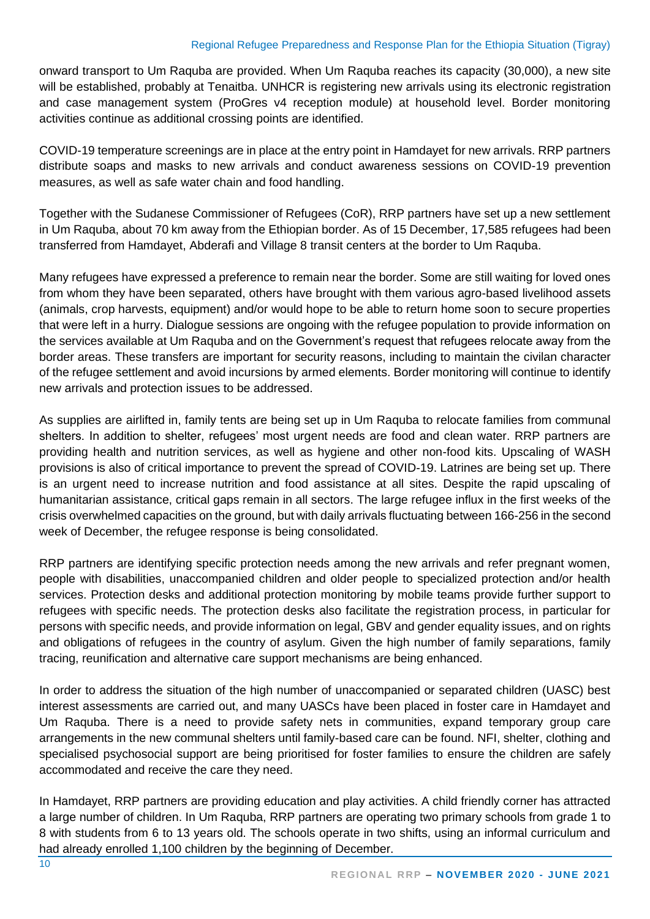onward transport to Um Raquba are provided. When Um Raquba reaches its capacity (30,000), a new site will be established, probably at Tenaitba. UNHCR is registering new arrivals using its electronic registration and case management system (ProGres v4 reception module) at household level. Border monitoring activities continue as additional crossing points are identified.

COVID-19 temperature screenings are in place at the entry point in Hamdayet for new arrivals. RRP partners distribute soaps and masks to new arrivals and conduct awareness sessions on COVID-19 prevention measures, as well as safe water chain and food handling.

Together with the Sudanese Commissioner of Refugees (CoR), RRP partners have set up a new settlement in Um Raquba, about 70 km away from the Ethiopian border. As of 15 December, 17,585 refugees had been transferred from Hamdayet, Abderafi and Village 8 transit centers at the border to Um Raquba.

Many refugees have expressed a preference to remain near the border. Some are still waiting for loved ones from whom they have been separated, others have brought with them various agro-based livelihood assets (animals, crop harvests, equipment) and/or would hope to be able to return home soon to secure properties that were left in a hurry. Dialogue sessions are ongoing with the refugee population to provide information on the services available at Um Raquba and on the Government's request that refugees relocate away from the border areas. These transfers are important for security reasons, including to maintain the civilan character of the refugee settlement and avoid incursions by armed elements. Border monitoring will continue to identify new arrivals and protection issues to be addressed.

As supplies are airlifted in, family tents are being set up in Um Raquba to relocate families from communal shelters. In addition to shelter, refugees' most urgent needs are food and clean water. RRP partners are providing health and nutrition services, as well as hygiene and other non-food kits. Upscaling of WASH provisions is also of critical importance to prevent the spread of COVID-19. Latrines are being set up. There is an urgent need to increase nutrition and food assistance at all sites. Despite the rapid upscaling of humanitarian assistance, critical gaps remain in all sectors. The large refugee influx in the first weeks of the crisis overwhelmed capacities on the ground, but with daily arrivals fluctuating between 166-256 in the second week of December, the refugee response is being consolidated.

RRP partners are identifying specific protection needs among the new arrivals and refer pregnant women, people with disabilities, unaccompanied children and older people to specialized protection and/or health services. Protection desks and additional protection monitoring by mobile teams provide further support to refugees with specific needs. The protection desks also facilitate the registration process, in particular for persons with specific needs, and provide information on legal, GBV and gender equality issues, and on rights and obligations of refugees in the country of asylum. Given the high number of family separations, family tracing, reunification and alternative care support mechanisms are being enhanced.

In order to address the situation of the high number of unaccompanied or separated children (UASC) best interest assessments are carried out, and many UASCs have been placed in foster care in Hamdayet and Um Raquba. There is a need to provide safety nets in communities, expand temporary group care arrangements in the new communal shelters until family-based care can be found. NFI, shelter, clothing and specialised psychosocial support are being prioritised for foster families to ensure the children are safely accommodated and receive the care they need.

In Hamdayet, RRP partners are providing education and play activities. A child friendly corner has attracted a large number of children. In Um Raquba, RRP partners are operating two primary schools from grade 1 to 8 with students from 6 to 13 years old. The schools operate in two shifts, using an informal curriculum and had already enrolled 1,100 children by the beginning of December.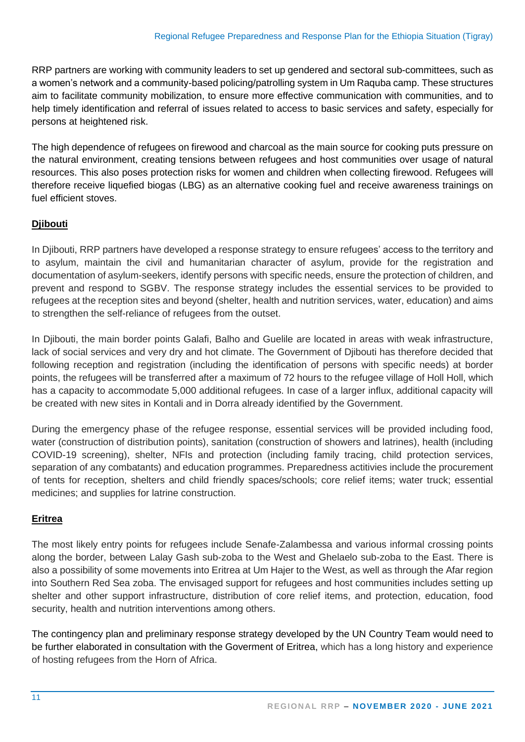RRP partners are working with community leaders to set up gendered and sectoral sub-committees, such as a women's network and a community-based policing/patrolling system in Um Raquba camp. These structures aim to facilitate community mobilization, to ensure more effective communication with communities, and to help timely identification and referral of issues related to access to basic services and safety, especially for persons at heightened risk.

The high dependence of refugees on firewood and charcoal as the main source for cooking puts pressure on the natural environment, creating tensions between refugees and host communities over usage of natural resources. This also poses protection risks for women and children when collecting firewood. Refugees will therefore receive liquefied biogas (LBG) as an alternative cooking fuel and receive awareness trainings on fuel efficient stoves.

## Djibouti

In Djibouti, RRP partners have developed a response strategy to ensure refugees' access to the territory and to asylum, maintain the civil and humanitarian character of asylum, provide for the registration and documentation of asylum-seekers, identify persons with specific needs, ensure the protection of children, and prevent and respond to SGBV. The response strategy includes the essential services to be provided to refugees at the reception sites and beyond (shelter, health and nutrition services, water, education) and aims to strengthen the self-reliance of refugees from the outset.

In Djibouti, the main border points Galafi, Balho and Guelile are located in areas with weak infrastructure, lack of social services and very dry and hot climate. The Government of Djibouti has therefore decided that following reception and registration (including the identification of persons with specific needs) at border points, the refugees will be transferred after a maximum of 72 hours to the refugee village of Holl Holl, which has a capacity to accommodate 5,000 additional refugees. In case of a larger influx, additional capacity will be created with new sites in Kontali and in Dorra already identified by the Government.

During the emergency phase of the refugee response, essential services will be provided including food, water (construction of distribution points), sanitation (construction of showers and latrines), health (including COVID-19 screening), shelter, NFIs and protection (including family tracing, child protection services, separation of any combatants) and education programmes. Preparedness actitivies include the procurement of tents for reception, shelters and child friendly spaces/schools; core relief items; water truck; essential medicines; and supplies for latrine construction.

## Eritrea

The most likely entry points for refugees include Senafe-Zalambessa and various informal crossing points along the border, between Lalay Gash sub-zoba to the West and Ghelaelo sub-zoba to the East. There is also a possibility of some movements into Eritrea at Um Hajer to the West, as well as through the Afar region into Southern Red Sea zoba. The envisaged support for refugees and host communities includes setting up shelter and other support infrastructure, distribution of core relief items, and protection, education, food security, health and nutrition interventions among others.

The contingency plan and preliminary response strategy developed by the UN Country Team would need to be further elaborated in consultation with the Goverment of Eritrea, which has a long history and experience of hosting refugees from the Horn of Africa.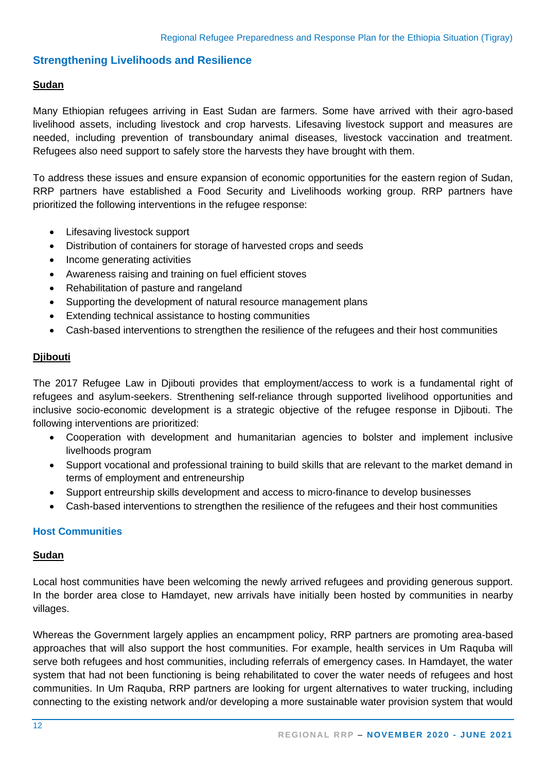## Strengthening Livelihoods and Resilience

### Sudan

Many Ethiopian refugees arriving in East Sudan are farmers. Some have arrived with their agro-based livelihood assets, including livestock and crop harvests. Lifesaving livestock support and measures are needed, including prevention of transboundary animal diseases, livestock vaccination and treatment. Refugees also need support to safely store the harvests they have brought with them.

To address these issues and ensure expansion of economic opportunities for the eastern region of Sudan, RRP partners have established a Food Security and Livelihoods working group. RRP partners have prioritized the following interventions in the refugee response:

- Lifesaving livestock support
- Distribution of containers for storage of harvested crops and seeds
- Income generating activities
- Awareness raising and training on fuel efficient stoves
- Rehabilitation of pasture and rangeland
- Supporting the development of natural resource management plans
- Extending technical assistance to hosting communities
- Cash-based interventions to strengthen the resilience of the refugees and their host communities

### Djibouti

The 2017 Refugee Law in Djibouti provides that employment/access to work is a fundamental right of refugees and asylum-seekers. Strenthening self-reliance through supported livelihood opportunities and inclusive socio-economic development is a strategic objective of the refugee response in Djibouti. The following interventions are prioritized:

- Cooperation with development and humanitarian agencies to bolster and implement inclusive livelhoods program
- Support vocational and professional training to build skills that are relevant to the market demand in terms of employment and entreneurship
- Support entreurship skills development and access to micro-finance to develop businesses
- Cash-based interventions to strengthen the resilience of the refugees and their host communities

## Host Communities

### Sudan

Local host communities have been welcoming the newly arrived refugees and providing generous support. In the border area close to Hamdayet, new arrivals have initially been hosted by communities in nearby villages.

Whereas the Government largely applies an encampment policy, RRP partners are promoting area-based approaches that will also support the host communities. For example, health services in Um Raquba will serve both refugees and host communities, including referrals of emergency cases. In Hamdayet, the water system that had not been functioning is being rehabilitated to cover the water needs of refugees and host communities. In Um Raquba, RRP partners are looking for urgent alternatives to water trucking, including connecting to the existing network and/or developing a more sustainable water provision system that would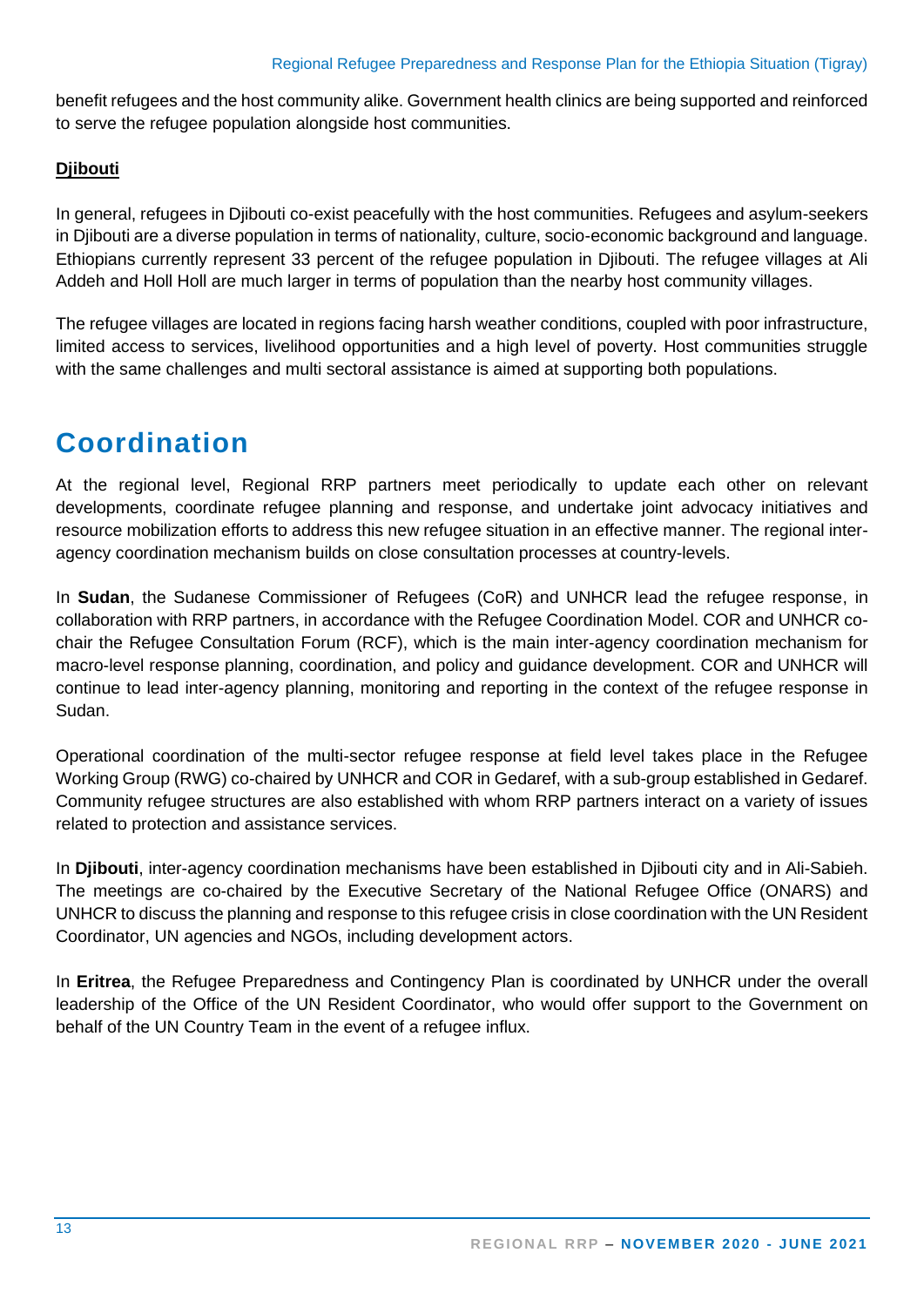benefit refugees and the host community alike. Government health clinics are being supported and reinforced to serve the refugee population alongside host communities.

**Djibouti**

In general, refugees in Djibouti co-exist peacefully with the host communities. Refugees and asylum-seekers in Djibouti are a diverse population in terms of nationality, culture, socio-economic background and language. Ethiopians currently represent 33 percent of the refugee population in Djibouti. The refugee villages at Ali Addeh and Holl Holl are much larger in terms of population than the nearby host community villages.

The refugee villages are located in regions facing harsh weather conditions, coupled with poor infrastructure, limited access to services, livelihood opportunities and a high level of poverty. Host communities struggle with the same challenges and multi sectoral assistance is aimed at supporting both populations.

# Coordination

At the regional level, Regional RRP partners meet periodically to update each other on relevant developments, coordinate refugee planning and response, and undertake joint advocacy initiatives and resource mobilization efforts to address this new refugee situation in an effective manner. The regional inter-agency coordination mechanism builds on close consultation processes at country-levels.

In **Sudan**, the Sudanese Commissioner of Refugees (CoR) and UNHCR lead the refugee response, in collaboration with RRP partners, in accordance with the Refugee Coordination Model. COR and UNHCR co-chair the Refugee Consultation Forum (RCF), which is the main inter-agency coordination mechanism for macro-level response planning, coordination, and policy and guidance development. COR and UNHCR will continue to lead inter-agency planning, monitoring and reporting in the context of the refugee response in Sudan.

Operational coordination of the multi-sector refugee response at field level takes place in the Refugee Working Group (RWG) co-chaired by UNHCR and COR in Gedaref, with a sub-group established in Gedaref. Community refugee structures are also established with whom RRP partners interact on a variety of issues related to protection and assistance services.

In **Djibouti**, inter-agency coordination mechanisms have been established in Djibouti city and in Ali-Sabieh. The meetings are co-chaired by the Executive Secretary of the National Refugee Office (ONARS) and UNHCR to discuss the planning and response to this refugee crisis in close coordination with the UN Resident Coordinator, UN agencies and NGOs, including development actors.

In **Eritrea**, the Refugee Preparedness and Contingency Plan is coordinated by UNHCR under the overall leadership of the Office of the UN Resident Coordinator, who would offer support to the Government on behalf of the UN Country Team in the event of a refugee influx.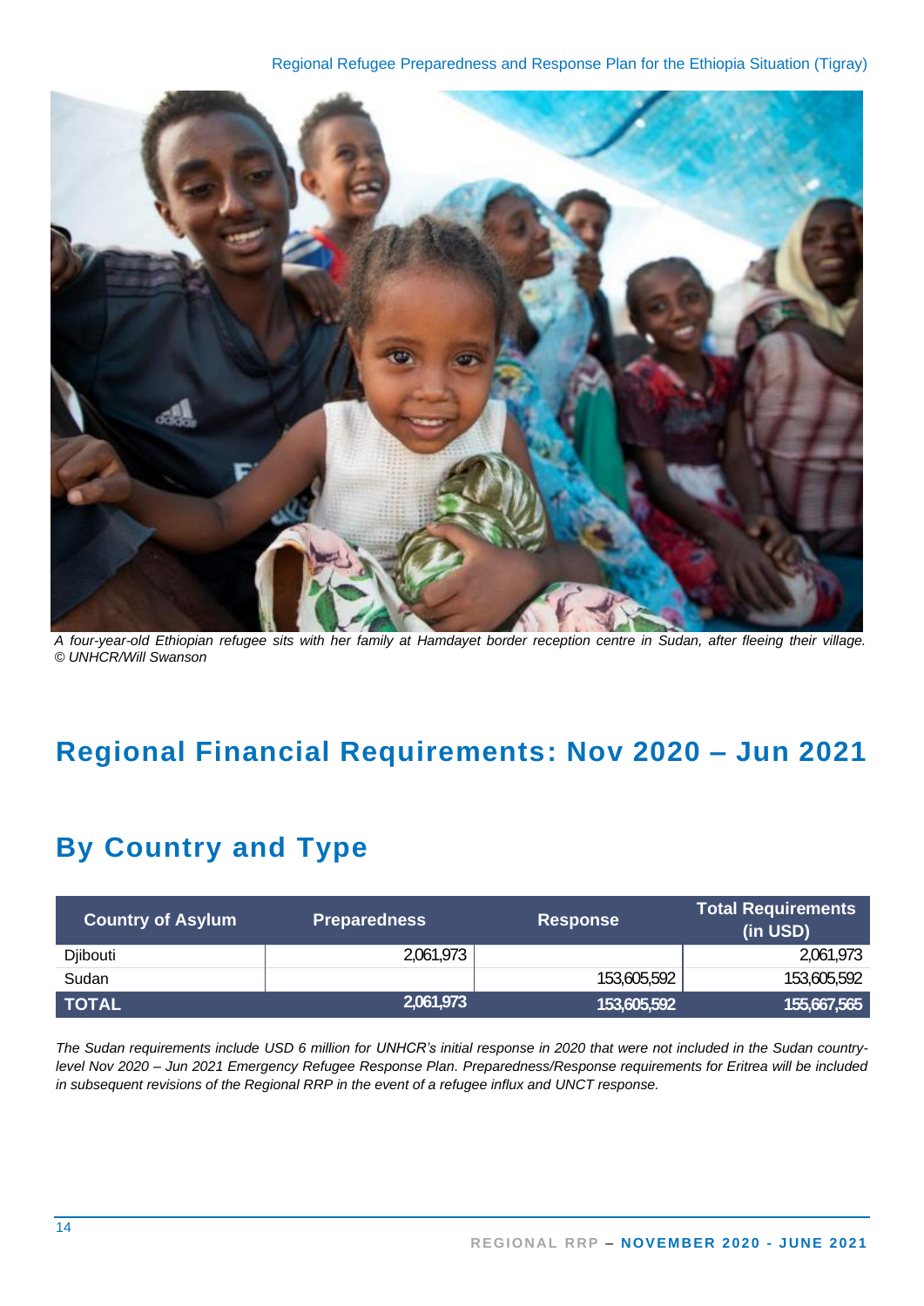A four-year-old Ethiopian refugee sits with her family at Hamdayet border reception centre in Sudan, after fleeing their village. © UNHCR/Will Swanson

# Regional Financial Requirements: Nov 2020 – Jun 2021

## By Country and Type

| Country of Asylum | Preparedness | Response | Total Requirements (in USD) |
|---|---|---|---|
| Djibouti | 2,061,973 | | 2,061,973 |
| Sudan | | 153,605,592 | 153,605,592 |
| **TOTAL** | **2,061,973** | **153,605,592** | **155,667,565** |

*The Sudan requirements include USD 6 million for UNHCR's initial response in 2020 that were not included in the Sudan country-level Nov 2020 – Jun 2021 Emergency Refugee Response Plan. Preparedness/Response requirements for Eritrea will be included in subsequent revisions of the Regional RRP in the event of a refugee influx and UNCT response.*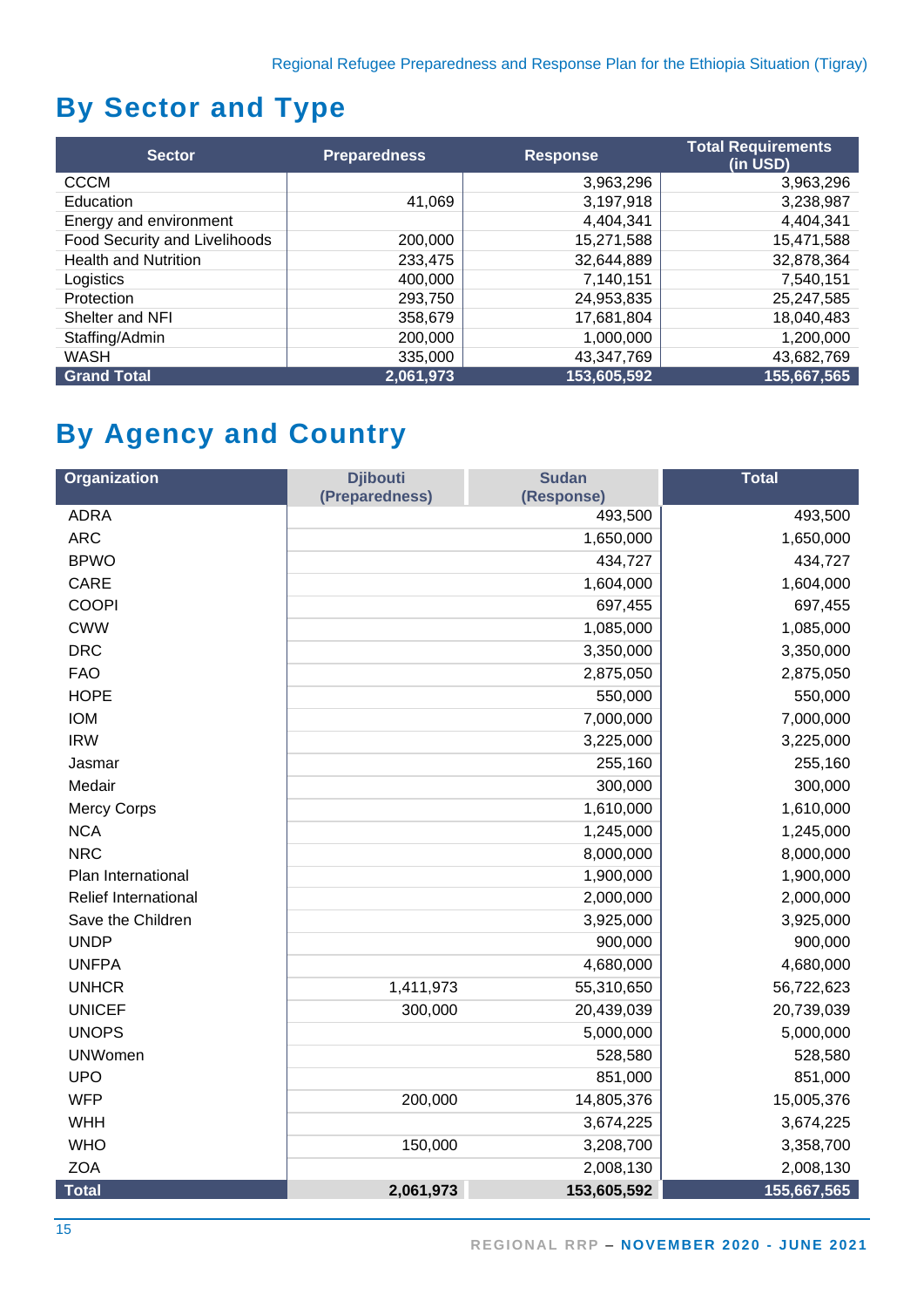## By Sector and Type

| Sector | Preparedness | Response | Total Requirements (in USD) |
|---|---|---|---|
| CCCM | | 3,963,296 | 3,963,296 |
| Education | 41,069 | 3,197,918 | 3,238,987 |
| Energy and environment | | 4,404,341 | 4,404,341 |
| Food Security and Livelihoods | 200,000 | 15,271,588 | 15,471,588 |
| Health and Nutrition | 233,475 | 32,644,889 | 32,878,364 |
| Logistics | 400,000 | 7,140,151 | 7,540,151 |
| Protection | 293,750 | 24,953,835 | 25,247,585 |
| Shelter and NFI | 358,679 | 17,681,804 | 18,040,483 |
| Staffing/Admin | 200,000 | 1,000,000 | 1,200,000 |
| WASH | 335,000 | 43,347,769 | 43,682,769 |
| **Grand Total** | **2,061,973** | **153,605,592** | **155,667,565** |

## By Agency and Country

| Organization | Djibouti (Preparedness) | Sudan (Response) | Total |
|---|---|---|---|
| ADRA | | 493,500 | 493,500 |
| ARC | | 1,650,000 | 1,650,000 |
| BPWO | | 434,727 | 434,727 |
| CARE | | 1,604,000 | 1,604,000 |
| COOPI | | 697,455 | 697,455 |
| CWW | | 1,085,000 | 1,085,000 |
| DRC | | 3,350,000 | 3,350,000 |
| FAO | | 2,875,050 | 2,875,050 |
| HOPE | | 550,000 | 550,000 |
| IOM | | 7,000,000 | 7,000,000 |
| IRW | | 3,225,000 | 3,225,000 |
| Jasmar | | 255,160 | 255,160 |
| Medair | | 300,000 | 300,000 |
| Mercy Corps | | 1,610,000 | 1,610,000 |
| NCA | | 1,245,000 | 1,245,000 |
| NRC | | 8,000,000 | 8,000,000 |
| Plan International | | 1,900,000 | 1,900,000 |
| Relief International | | 2,000,000 | 2,000,000 |
| Save the Children | | 3,925,000 | 3,925,000 |
| UNDP | | 900,000 | 900,000 |
| UNFPA | | 4,680,000 | 4,680,000 |
| UNHCR | 1,411,973 | 55,310,650 | 56,722,623 |
| UNICEF | 300,000 | 20,439,039 | 20,739,039 |
| UNOPS | | 5,000,000 | 5,000,000 |
| UNWomen | | 528,580 | 528,580 |
| UPO | | 851,000 | 851,000 |
| WFP | 200,000 | 14,805,376 | 15,005,376 |
| WHH | | 3,674,225 | 3,674,225 |
| WHO | 150,000 | 3,208,700 | 3,358,700 |
| ZOA | | 2,008,130 | 2,008,130 |
| **Total** | **2,061,973** | **153,605,592** | **155,667,565** |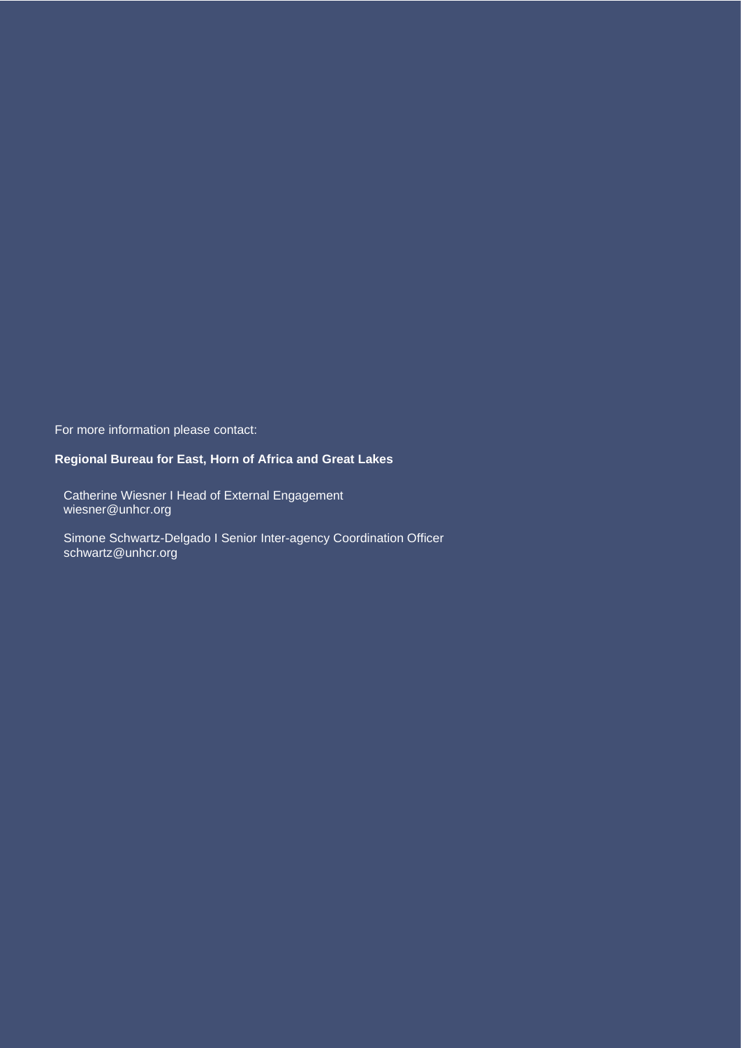For more information please contact:

**Regional Bureau for East, Horn of Africa and Great Lakes**

Catherine Wiesner I Head of External Engagement
wiesner@unhcr.org

Simone Schwartz-Delgado I Senior Inter-agency Coordination Officer
schwartz@unhcr.org